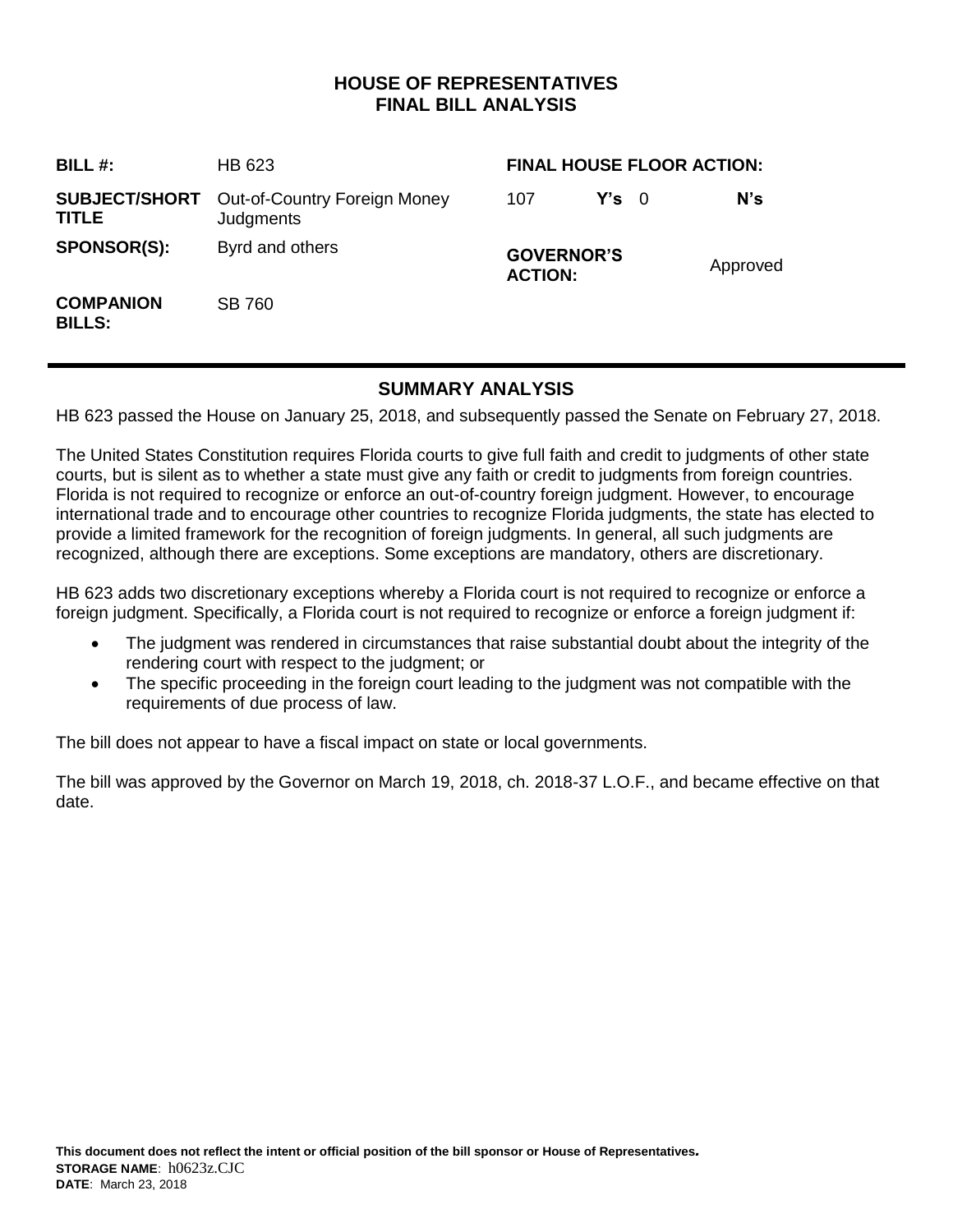# HOUSE OF REPRESENTATIVES
# FINAL BILL ANALYSIS

| | | | |
|---|---|---|---|
| **BILL #:** | HB 623 | **FINAL HOUSE FLOOR ACTION:** | |
| **SUBJECT/SHORT TITLE** | Out-of-Country Foreign Money Judgments | 107 **Y's** | 0 **N's** |
| **SPONSOR(S):** | Byrd and others | **GOVERNOR'S ACTION:** | Approved |
| **COMPANION BILLS:** | SB 760 | | |

## SUMMARY ANALYSIS

HB 623 passed the House on January 25, 2018, and subsequently passed the Senate on February 27, 2018.

The United States Constitution requires Florida courts to give full faith and credit to judgments of other state courts, but is silent as to whether a state must give any faith or credit to judgments from foreign countries. Florida is not required to recognize or enforce an out-of-country foreign judgment. However, to encourage international trade and to encourage other countries to recognize Florida judgments, the state has elected to provide a limited framework for the recognition of foreign judgments. In general, all such judgments are recognized, although there are exceptions. Some exceptions are mandatory, others are discretionary.

HB 623 adds two discretionary exceptions whereby a Florida court is not required to recognize or enforce a foreign judgment. Specifically, a Florida court is not required to recognize or enforce a foreign judgment if:

- The judgment was rendered in circumstances that raise substantial doubt about the integrity of the rendering court with respect to the judgment; or
- The specific proceeding in the foreign court leading to the judgment was not compatible with the requirements of due process of law.

The bill does not appear to have a fiscal impact on state or local governments.

The bill was approved by the Governor on March 19, 2018, ch. 2018-37 L.O.F., and became effective on that date.

**This document does not reflect the intent or official position of the bill sponsor or House of Representatives.**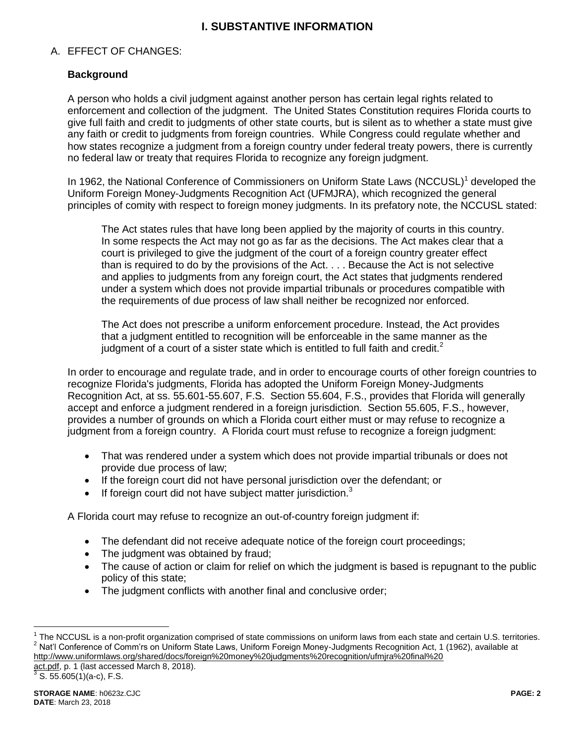# I. SUBSTANTIVE INFORMATION

## A. EFFECT OF CHANGES:

### Background

A person who holds a civil judgment against another person has certain legal rights related to enforcement and collection of the judgment. The United States Constitution requires Florida courts to give full faith and credit to judgments of other state courts, but is silent as to whether a state must give any faith or credit to judgments from foreign countries. While Congress could regulate whether and how states recognize a judgment from a foreign country under federal treaty powers, there is currently no federal law or treaty that requires Florida to recognize any foreign judgment.

In 1962, the National Conference of Commissioners on Uniform State Laws (NCCUSL)[1] developed the Uniform Foreign Money-Judgments Recognition Act (UFMJRA), which recognized the general principles of comity with respect to foreign money judgments. In its prefatory note, the NCCUSL stated:

> The Act states rules that have long been applied by the majority of courts in this country. In some respects the Act may not go as far as the decisions. The Act makes clear that a court is privileged to give the judgment of the court of a foreign country greater effect than is required to do by the provisions of the Act. . . . Because the Act is not selective and applies to judgments from any foreign court, the Act states that judgments rendered under a system which does not provide impartial tribunals or procedures compatible with the requirements of due process of law shall neither be recognized nor enforced.
>
> The Act does not prescribe a uniform enforcement procedure. Instead, the Act provides that a judgment entitled to recognition will be enforceable in the same manner as the judgment of a court of a sister state which is entitled to full faith and credit.[2]

In order to encourage and regulate trade, and in order to encourage courts of other foreign countries to recognize Florida's judgments, Florida has adopted the Uniform Foreign Money-Judgments Recognition Act, at ss. 55.601-55.607, F.S. Section 55.604, F.S., provides that Florida will generally accept and enforce a judgment rendered in a foreign jurisdiction. Section 55.605, F.S., however, provides a number of grounds on which a Florida court either must or may refuse to recognize a judgment from a foreign country. A Florida court must refuse to recognize a foreign judgment:

- That was rendered under a system which does not provide impartial tribunals or does not provide due process of law;
- If the foreign court did not have personal jurisdiction over the defendant; or
- If foreign court did not have subject matter jurisdiction.[3]

A Florida court may refuse to recognize an out-of-country foreign judgment if:

- The defendant did not receive adequate notice of the foreign court proceedings;
- The judgment was obtained by fraud;
- The cause of action or claim for relief on which the judgment is based is repugnant to the public policy of this state;
- The judgment conflicts with another final and conclusive order;

---

[1] The NCCUSL is a non-profit organization comprised of state commissions on uniform laws from each state and certain U.S. territories.

[2] Nat'l Conference of Comm'rs on Uniform State Laws, Uniform Foreign Money-Judgments Recognition Act, 1 (1962), available at http://www.uniformlaws.org/shared/docs/foreign%20money%20judgments%20recognition/ufmjra%20final%20act.pdf, p. 1 (last accessed March 8, 2018).

[3] S. 55.605(1)(a-c), F.S.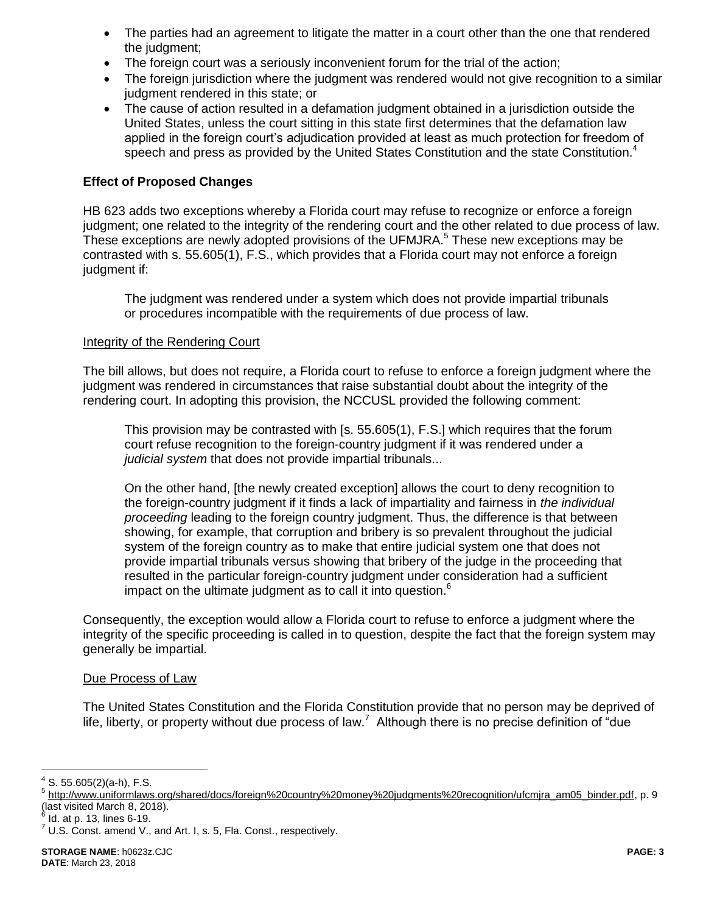- The parties had an agreement to litigate the matter in a court other than the one that rendered the judgment;
- The foreign court was a seriously inconvenient forum for the trial of the action;
- The foreign jurisdiction where the judgment was rendered would not give recognition to a similar judgment rendered in this state; or
- The cause of action resulted in a defamation judgment obtained in a jurisdiction outside the United States, unless the court sitting in this state first determines that the defamation law applied in the foreign court's adjudication provided at least as much protection for freedom of speech and press as provided by the United States Constitution and the state Constitution.[4]

### Effect of Proposed Changes

HB 623 adds two exceptions whereby a Florida court may refuse to recognize or enforce a foreign judgment; one related to the integrity of the rendering court and the other related to due process of law. These exceptions are newly adopted provisions of the UFMJRA.[5] These new exceptions may be contrasted with s. 55.605(1), F.S., which provides that a Florida court may not enforce a foreign judgment if:

> The judgment was rendered under a system which does not provide impartial tribunals or procedures incompatible with the requirements of due process of law.

#### Integrity of the Rendering Court

The bill allows, but does not require, a Florida court to refuse to enforce a foreign judgment where the judgment was rendered in circumstances that raise substantial doubt about the integrity of the rendering court. In adopting this provision, the NCCUSL provided the following comment:

> This provision may be contrasted with [s. 55.605(1), F.S.] which requires that the forum court refuse recognition to the foreign-country judgment if it was rendered under a *judicial system* that does not provide impartial tribunals...
>
> On the other hand, [the newly created exception] allows the court to deny recognition to the foreign-country judgment if it finds a lack of impartiality and fairness in *the individual proceeding* leading to the foreign country judgment. Thus, the difference is that between showing, for example, that corruption and bribery is so prevalent throughout the judicial system of the foreign country as to make that entire judicial system one that does not provide impartial tribunals versus showing that bribery of the judge in the proceeding that resulted in the particular foreign-country judgment under consideration had a sufficient impact on the ultimate judgment as to call it into question.[6]

Consequently, the exception would allow a Florida court to refuse to enforce a judgment where the integrity of the specific proceeding is called in to question, despite the fact that the foreign system may generally be impartial.

#### Due Process of Law

The United States Constitution and the Florida Constitution provide that no person may be deprived of life, liberty, or property without due process of law.[7] Although there is no precise definition of "due

---

[4] S. 55.605(2)(a-h), F.S.

[5] http://www.uniformlaws.org/shared/docs/foreign%20country%20money%20judgments%20recognition/ufcmjra_am05_binder.pdf, p. 9 (last visited March 8, 2018).

[6] Id. at p. 13, lines 6-19.

[7] U.S. Const. amend V., and Art. I, s. 5, Fla. Const., respectively.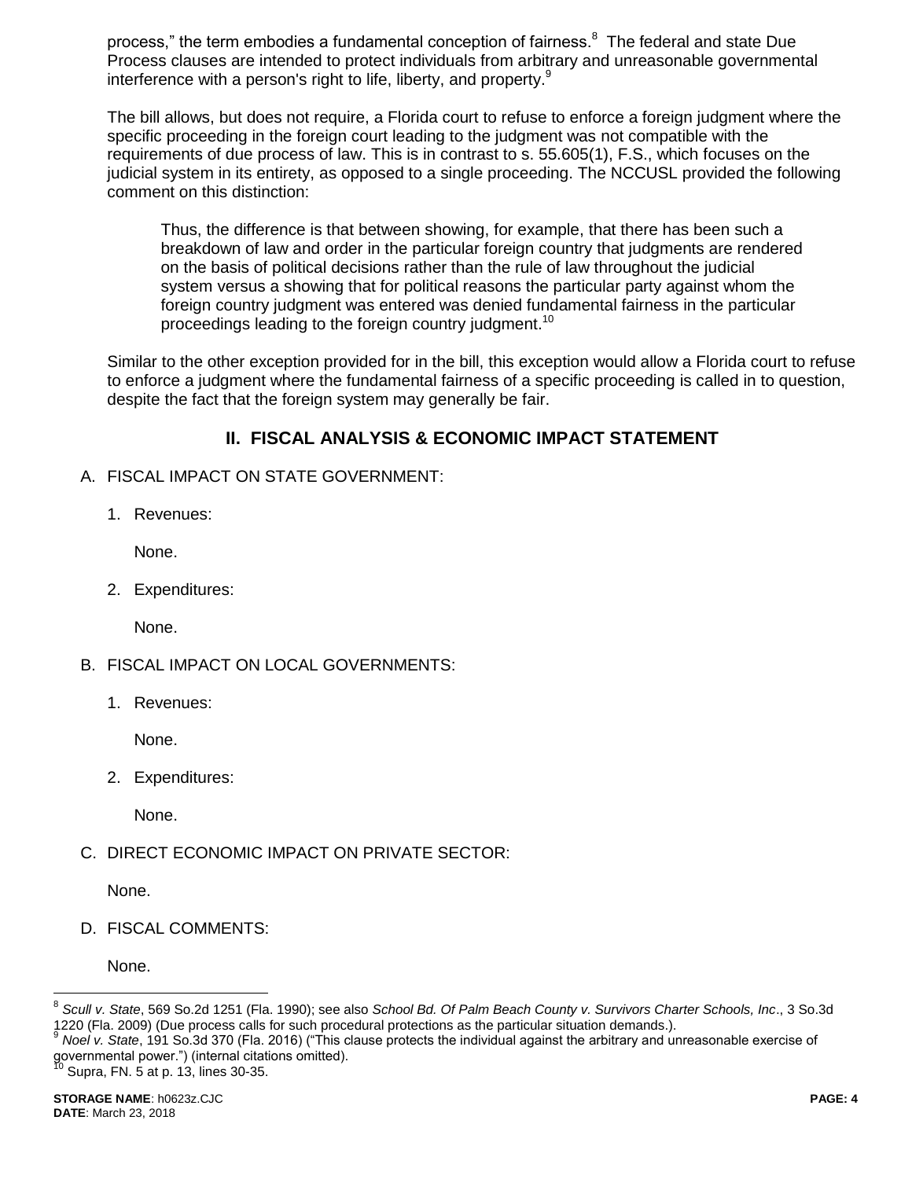process," the term embodies a fundamental conception of fairness.[8] The federal and state Due Process clauses are intended to protect individuals from arbitrary and unreasonable governmental interference with a person's right to life, liberty, and property.[9]

The bill allows, but does not require, a Florida court to refuse to enforce a foreign judgment where the specific proceeding in the foreign court leading to the judgment was not compatible with the requirements of due process of law. This is in contrast to s. 55.605(1), F.S., which focuses on the judicial system in its entirety, as opposed to a single proceeding. The NCCUSL provided the following comment on this distinction:

> Thus, the difference is that between showing, for example, that there has been such a breakdown of law and order in the particular foreign country that judgments are rendered on the basis of political decisions rather than the rule of law throughout the judicial system versus a showing that for political reasons the particular party against whom the foreign country judgment was entered was denied fundamental fairness in the particular proceedings leading to the foreign country judgment.[10]

Similar to the other exception provided for in the bill, this exception would allow a Florida court to refuse to enforce a judgment where the fundamental fairness of a specific proceeding is called in to question, despite the fact that the foreign system may generally be fair.

## II. FISCAL ANALYSIS & ECONOMIC IMPACT STATEMENT

A. FISCAL IMPACT ON STATE GOVERNMENT:

1. Revenues:

   None.

2. Expenditures:

   None.

B. FISCAL IMPACT ON LOCAL GOVERNMENTS:

1. Revenues:

   None.

2. Expenditures:

   None.

C. DIRECT ECONOMIC IMPACT ON PRIVATE SECTOR:

   None.

D. FISCAL COMMENTS:

   None.

---

[8] *Scull v. State*, 569 So.2d 1251 (Fla. 1990); see also *School Bd. Of Palm Beach County v. Survivors Charter Schools, Inc*., 3 So.3d 1220 (Fla. 2009) (Due process calls for such procedural protections as the particular situation demands.).

[9] *Noel v. State*, 191 So.3d 370 (Fla. 2016) ("This clause protects the individual against the arbitrary and unreasonable exercise of governmental power.") (internal citations omitted).

[10] Supra, FN. 5 at p. 13, lines 30-35.